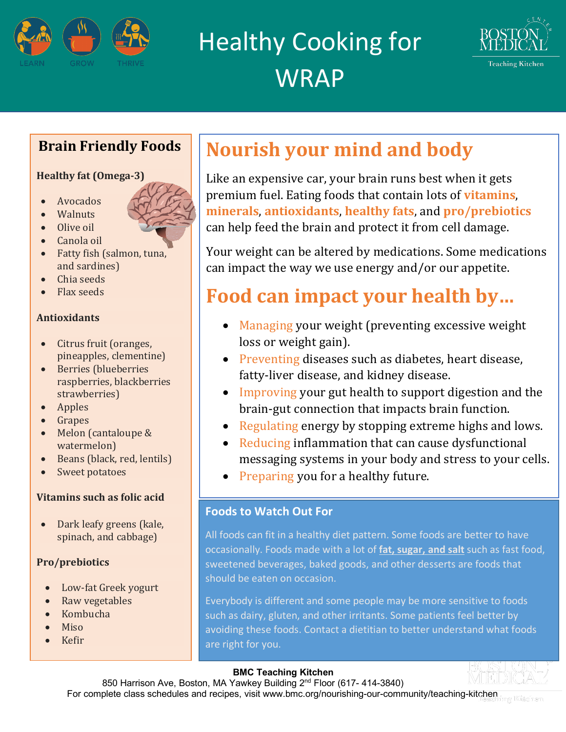# Healthy Cooking for WRAP

LEARN GROW THRIVE

BOSTON MEDICAL CENTER Teaching Kitchen

## Brain Friendly Foods

### Healthy fat (Omega-3)

- Avocados
- Walnuts
- Olive oil
- Canola oil
- Fatty fish (salmon, tuna, and sardines)
- Chia seeds
- Flax seeds

### Antioxidants

- Citrus fruit (oranges, pineapples, clementine)
- Berries (blueberries raspberries, blackberries strawberries)
- Apples
- Grapes
- Melon (cantaloupe & watermelon)
- Beans (black, red, lentils)
- Sweet potatoes

### Vitamins such as folic acid

- Dark leafy greens (kale, spinach, and cabbage)

### Pro/prebiotics

- Low-fat Greek yogurt
- Raw vegetables
- Kombucha
- Miso
- Kefir

## Nourish your mind and body

Like an expensive car, your brain runs best when it gets premium fuel. Eating foods that contain lots of **vitamins**, **minerals**, **antioxidants**, **healthy fats**, and **pro/prebiotics** can help feed the brain and protect it from cell damage.

Your weight can be altered by medications. Some medications can impact the way we use energy and/or our appetite.

## Food can impact your health by…

- Managing your weight (preventing excessive weight loss or weight gain).
- Preventing diseases such as diabetes, heart disease, fatty-liver disease, and kidney disease.
- Improving your gut health to support digestion and the brain-gut connection that impacts brain function.
- Regulating energy by stopping extreme highs and lows.
- Reducing inflammation that can cause dysfunctional messaging systems in your body and stress to your cells.
- Preparing you for a healthy future.

### Foods to Watch Out For

All foods can fit in a healthy diet pattern. Some foods are better to have occasionally. Foods made with a lot of **fat, sugar, and salt** such as fast food, sweetened beverages, baked goods, and other desserts are foods that should be eaten on occasion.

Everybody is different and some people may be more sensitive to foods such as dairy, gluten, and other irritants. Some patients feel better by avoiding these foods. Contact a dietitian to better understand what foods are right for you.

**BMC Teaching Kitchen**
850 Harrison Ave, Boston, MA Yawkey Building 2nd Floor (617- 414-3840)
For complete class schedules and recipes, visit www.bmc.org/nourishing-our-community/teaching-kitchen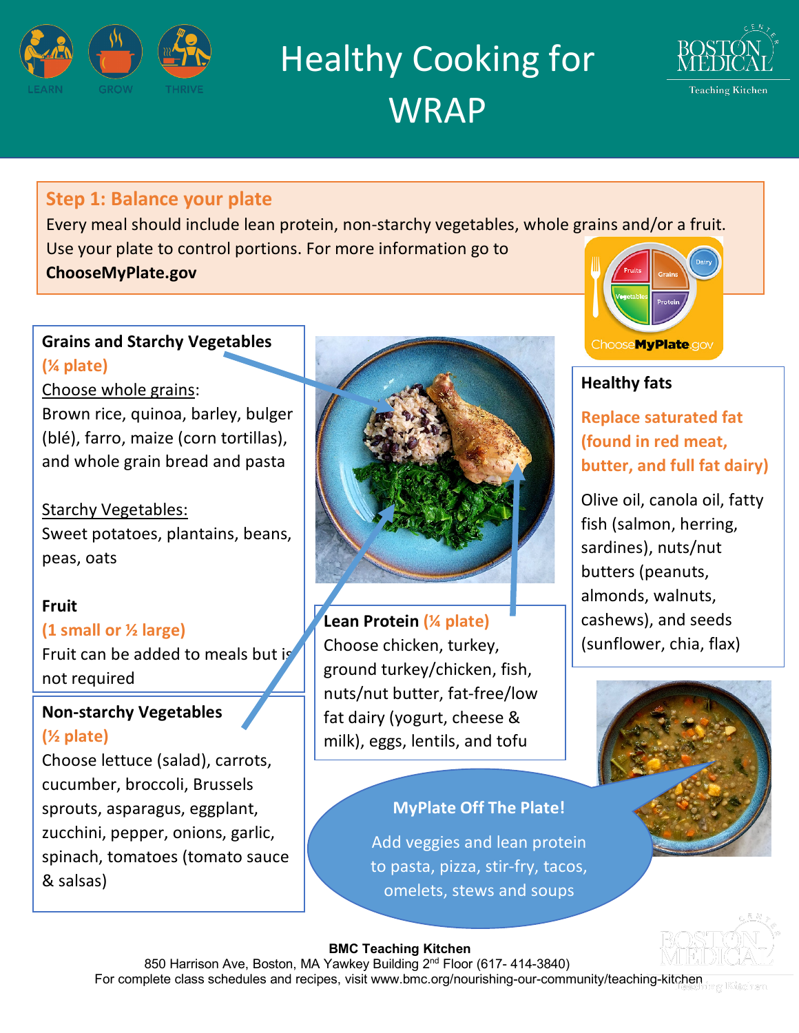# Healthy Cooking for WRAP

## Step 1: Balance your plate

Every meal should include lean protein, non-starchy vegetables, whole grains and/or a fruit. Use your plate to control portions. For more information go to **ChooseMyPlate.gov**

### Grains and Starchy Vegetables
**(¼ plate)**

Choose whole grains:
Brown rice, quinoa, barley, bulger (blé), farro, maize (corn tortillas), and whole grain bread and pasta

Starchy Vegetables:
Sweet potatoes, plantains, beans, peas, oats

### Fruit
**(1 small or ½ large)**

Fruit can be added to meals but is not required

### Non-starchy Vegetables
**(½ plate)**

Choose lettuce (salad), carrots, cucumber, broccoli, Brussels sprouts, asparagus, eggplant, zucchini, pepper, onions, garlic, spinach, tomatoes (tomato sauce & salsas)

### Lean Protein (¼ plate)

Choose chicken, turkey, ground turkey/chicken, fish, nuts/nut butter, fat-free/low fat dairy (yogurt, cheese & milk), eggs, lentils, and tofu

### Healthy fats

**Replace saturated fat (found in red meat, butter, and full fat dairy)**

Olive oil, canola oil, fatty fish (salmon, herring, sardines), nuts/nut butters (peanuts, almonds, walnuts, cashews), and seeds (sunflower, chia, flax)

### MyPlate Off The Plate!

Add veggies and lean protein to pasta, pizza, stir-fry, tacos, omelets, stews and soups

**BMC Teaching Kitchen**
850 Harrison Ave, Boston, MA Yawkey Building 2nd Floor (617- 414-3840)
For complete class schedules and recipes, visit www.bmc.org/nourishing-our-community/teaching-kitchen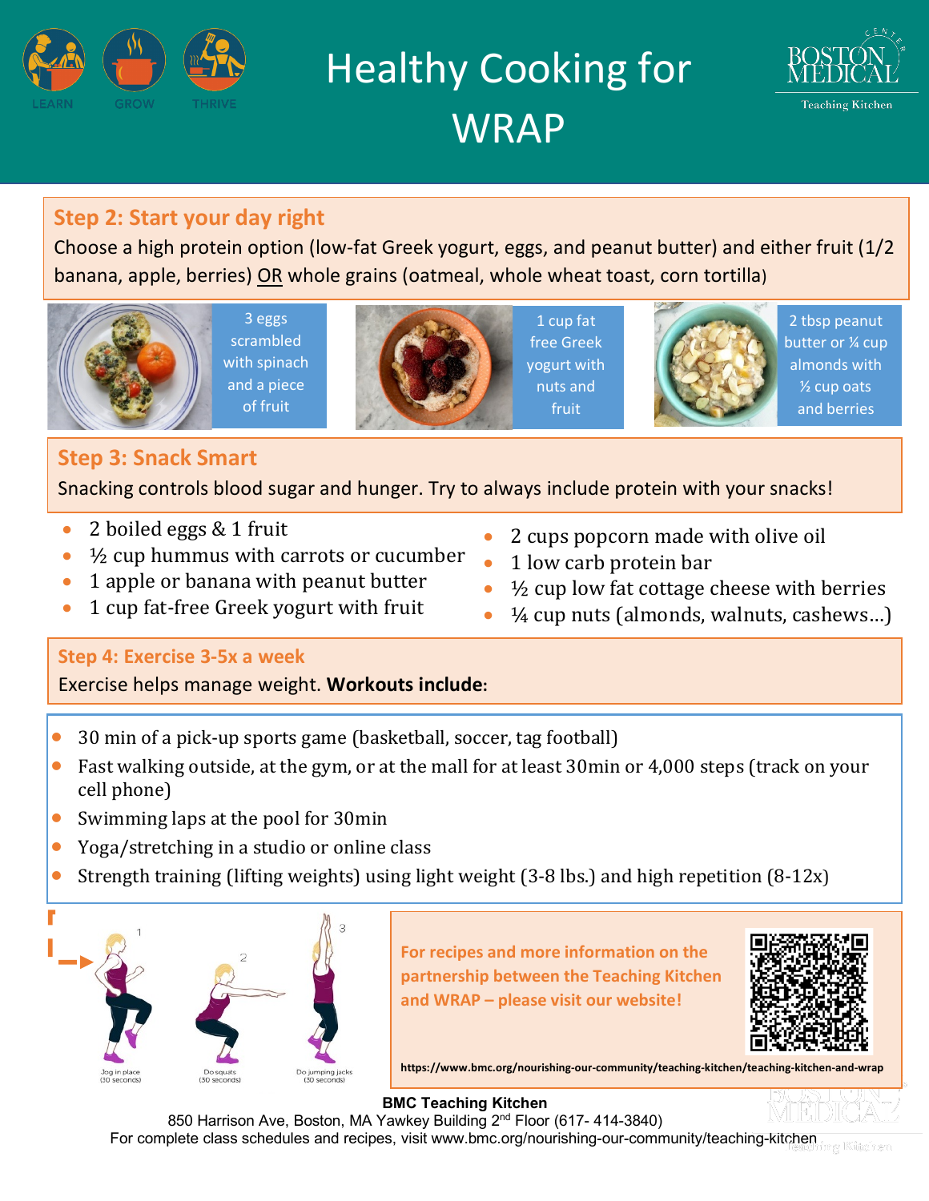# Healthy Cooking for WRAP

## Step 2: Start your day right

Choose a high protein option (low-fat Greek yogurt, eggs, and peanut butter) and either fruit (1/2 banana, apple, berries) OR whole grains (oatmeal, whole wheat toast, corn tortilla)

3 eggs scrambled with spinach and a piece of fruit

1 cup fat free Greek yogurt with nuts and fruit

2 tbsp peanut butter or ¼ cup almonds with ½ cup oats and berries

## Step 3: Snack Smart

Snacking controls blood sugar and hunger. Try to always include protein with your snacks!

- 2 boiled eggs & 1 fruit
- ½ cup hummus with carrots or cucumber
- 1 apple or banana with peanut butter
- 1 cup fat-free Greek yogurt with fruit
- 2 cups popcorn made with olive oil
- 1 low carb protein bar
- ½ cup low fat cottage cheese with berries
- ¼ cup nuts (almonds, walnuts, cashews…)

## Step 4: Exercise 3-5x a week

Exercise helps manage weight. **Workouts include**:

- 30 min of a pick-up sports game (basketball, soccer, tag football)
- Fast walking outside, at the gym, or at the mall for at least 30min or 4,000 steps (track on your cell phone)
- Swimming laps at the pool for 30min
- Yoga/stretching in a studio or online class
- Strength training (lifting weights) using light weight (3-8 lbs.) and high repetition (8-12x)

1 Jog in place (30 seconds)
2 Do squats (30 seconds)
3 Do jumping jacks (30 seconds)

**For recipes and more information on the partnership between the Teaching Kitchen and WRAP – please visit our website!**

https://www.bmc.org/nourishing-our-community/teaching-kitchen/teaching-kitchen-and-wrap

**BMC Teaching Kitchen**
850 Harrison Ave, Boston, MA Yawkey Building 2nd Floor (617- 414-3840)
For complete class schedules and recipes, visit www.bmc.org/nourishing-our-community/teaching-kitchen